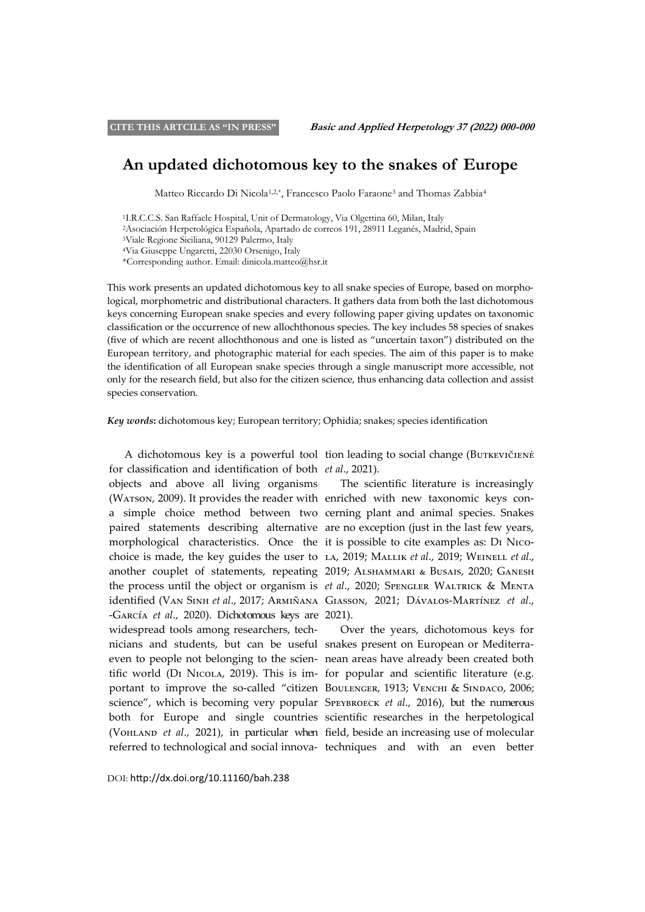CITE THIS ARTCILE AS "IN PRESS"

# An updated dichotomous key to the snakes of Europe

Matteo Riccardo Di Nicola[1,2,*], Francesco Paolo Faraone[3] and Thomas Zabbia[4]

[1]I.R.C.C.S. San Raffaele Hospital, Unit of Dermatology, Via Olgettina 60, Milan, Italy
[2]Asociación Herpetológica Española, Apartado de correos 191, 28911 Leganés, Madrid, Spain
[3]Viale Regione Siciliana, 90129 Palermo, Italy
[4]Via Giuseppe Ungaretti, 22030 Orsenigo, Italy
*Corresponding author. Email: dinicola.matteo@hsr.it

This work presents an updated dichotomous key to all snake species of Europe, based on morphological, morphometric and distributional characters. It gathers data from both the last dichotomous keys concerning European snake species and every following paper giving updates on taxonomic classification or the occurrence of new allochthonous species. The key includes 58 species of snakes (five of which are recent allochthonous and one is listed as "uncertain taxon") distributed on the European territory, and photographic material for each species. The aim of this paper is to make the identification of all European snake species through a single manuscript more accessible, not only for the research field, but also for the citizen science, thus enhancing data collection and assist species conservation.

***Key words*:** dichotomous key; European territory; Ophidia; snakes; species identification

A dichotomous key is a powerful tool for classification and identification of both objects and above all living organisms (Watson, 2009). It provides the reader with a simple choice method between two paired statements describing alternative morphological characteristics. Once the choice is made, the key guides the user to another couplet of statements, repeating the process until the object or organism is identified (Van Sinh *et al*., 2017; Armiñana-García *et al*., 2020). Dichotomous keys are widespread tools among researchers, technicians and students, but can be useful even to people not belonging to the scientific world (Di Nicola, 2019). This is important to improve the so-called "citizen science", which is becoming very popular both for Europe and single countries (Vohland *et al*., 2021), in particular when referred to technological and social innovation leading to social change (Butkevičienė *et al*., 2021).

The scientific literature is increasingly enriched with new taxonomic keys concerning plant and animal species. Snakes are no exception (just in the last few years, it is possible to cite examples as: Di Nicola, 2019; Mallik *et al*., 2019; Weinell *et al*., 2019; Alshammari & Busais, 2020; Ganesh *et al*., 2020; Spengler Waltrick & Menta Giasson, 2021; Dávalos-Martínez *et al*., 2021).

Over the years, dichotomous keys for snakes present on European or Mediterranean areas have already been created both for popular and scientific literature (e.g. Boulenger, 1913; Venchi & Sindaco, 2006; Speybroeck *et al*., 2016), but the numerous scientific researches in the herpetological field, beside an increasing use of molecular techniques and with an even better

DOI: http://dx.doi.org/10.11160/bah.238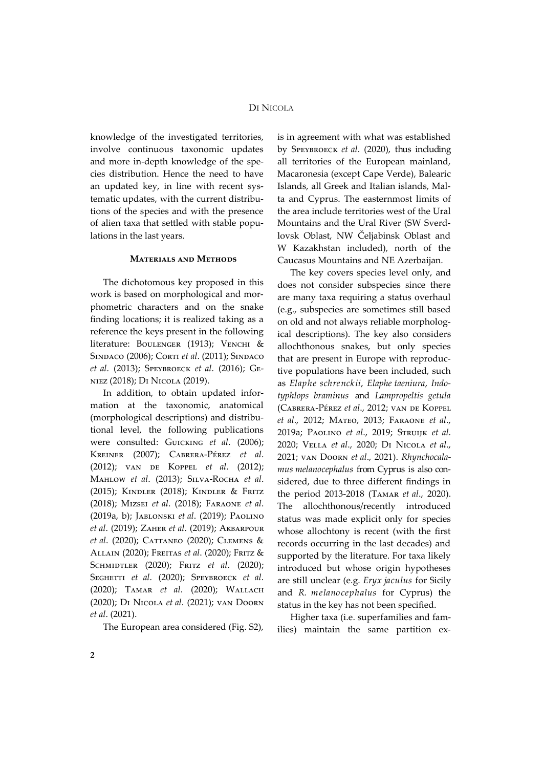knowledge of the investigated territories, involve continuous taxonomic updates and more in-depth knowledge of the species distribution. Hence the need to have an updated key, in line with recent systematic updates, with the current distributions of the species and with the presence of alien taxa that settled with stable populations in the last years.

## Materials and Methods

The dichotomous key proposed in this work is based on morphological and morphometric characters and on the snake finding locations; it is realized taking as a reference the keys present in the following literature: Boulenger (1913); Venchi & Sindaco (2006); Corti *et al*. (2011); Sindaco *et al*. (2013); Speybroeck *et al*. (2016); Geniez (2018); Di Nicola (2019).

In addition, to obtain updated information at the taxonomic, anatomical (morphological descriptions) and distributional level, the following publications were consulted: Guicking *et al*. (2006); Kreiner (2007); Cabrera-Pérez *et al*. (2012); van de Koppel *et al*. (2012); Mahlow *et al*. (2013); Silva-Rocha *et al*. (2015); Kindler (2018); Kindler & Fritz (2018); Mizsei *et al*. (2018); Faraone *et al*. (2019a, b); Jablonski *et al*. (2019); Paolino *et al*. (2019); Zaher *et al*. (2019); Akbarpour *et al*. (2020); Cattaneo (2020); Clemens & Allain (2020); Freitas *et al*. (2020); Fritz & Schmidtler (2020); Fritz *et al*. (2020); Seghetti *et al*. (2020); Speybroeck *et al*. (2020); Tamar *et al*. (2020); Wallach (2020); Di Nicola *et al*. (2021); van Doorn *et al*. (2021).

The European area considered (Fig. S2), is in agreement with what was established by Speybroeck *et al*. (2020), thus including all territories of the European mainland, Macaronesia (except Cape Verde), Balearic Islands, all Greek and Italian islands, Malta and Cyprus. The easternmost limits of the area include territories west of the Ural Mountains and the Ural River (SW Sverdlovsk Oblast, NW Čeljabinsk Oblast and W Kazakhstan included), north of the Caucasus Mountains and NE Azerbaijan.

The key covers species level only, and does not consider subspecies since there are many taxa requiring a status overhaul (e.g., subspecies are sometimes still based on old and not always reliable morphological descriptions). The key also considers allochthonous snakes, but only species that are present in Europe with reproductive populations have been included, such as *Elaphe schrenckii*, *Elaphe taeniura*, *Indotyphlops braminus* and *Lampropeltis getula* (Cabrera-Pérez *et al*., 2012; van de Koppel *et al*., 2012; Mateo, 2013; Faraone *et al*., 2019a; Paolino *et al*., 2019; Struijk *et al*. 2020; Vella *et al*., 2020; Di Nicola *et al*., 2021; van Doorn *et al*., 2021). *Rhynchocalamus melanocephalus* from Cyprus is also considered, due to three different findings in the period 2013-2018 (Tamar *et al*., 2020). The allochthonous/recently introduced status was made explicit only for species whose allochtony is recent (with the first records occurring in the last decades) and supported by the literature. For taxa likely introduced but whose origin hypotheses are still unclear (e.g. *Eryx jaculus* for Sicily and *R. melanocephalus* for Cyprus) the status in the key has not been specified.

Higher taxa (i.e. superfamilies and families) maintain the same partition ex-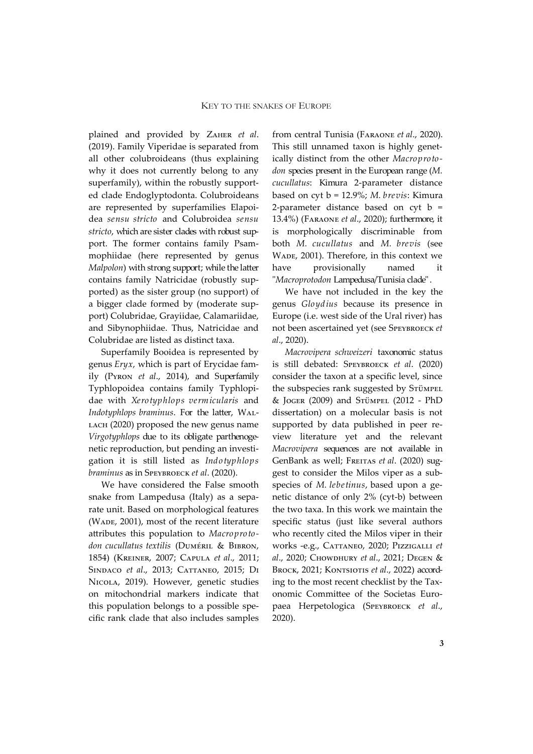plained and provided by Zaher *et al*. (2019). Family Viperidae is separated from all other colubroideans (thus explaining why it does not currently belong to any superfamily), within the robustly supported clade Endoglyptodonta. Colubroideans are represented by superfamilies Elapoidea *sensu stricto* and Colubroidea *sensu stricto*, which are sister clades with robust support. The former contains family Psammophiidae (here represented by genus *Malpolon*) with strong support; while the latter contains family Natricidae (robustly supported) as the sister group (no support) of a bigger clade formed by (moderate support) Colubridae, Grayiidae, Calamariidae, and Sibynophiidae. Thus, Natricidae and Colubridae are listed as distinct taxa.

Superfamily Booidea is represented by genus *Eryx*, which is part of Erycidae family (Pyron *et al*., 2014), and Superfamily Typhlopoidea contains family Typhlopidae with *Xerotyphlops vermicularis* and *Indotyphlops braminus*. For the latter, Wallach (2020) proposed the new genus name *Virgotyphlops* due to its obligate parthenogenetic reproduction, but pending an investigation it is still listed as *Indotyphlops braminus* as in Speybroeck *et al*. (2020).

We have considered the False smooth snake from Lampedusa (Italy) as a separate unit. Based on morphological features (Wade, 2001), most of the recent literature attributes this population to *Macroprotodon cucullatus textilis* (Duméril & Bibron, 1854) (Kreiner, 2007; Capula *et al*., 2011; Sindaco *et al*., 2013; Cattaneo, 2015; Di Nicola, 2019). However, genetic studies on mitochondrial markers indicate that this population belongs to a possible specific rank clade that also includes samples from central Tunisia (Faraone *et al*., 2020). This still unnamed taxon is highly genetically distinct from the other *Macroprotodon* species present in the European range (*M. cucullatus*: Kimura 2-parameter distance based on cyt b = 12.9%; *M. brevis*: Kimura 2-parameter distance based on cyt b = 13.4%) (Faraone *et al*., 2020); furthermore, it is morphologically discriminable from both *M. cucullatus* and *M. brevis* (see Wade, 2001). Therefore, in this context we have provisionally named it "*Macroprotodon* Lampedusa/Tunisia clade".

We have not included in the key the genus *Gloydius* because its presence in Europe (i.e. west side of the Ural river) has not been ascertained yet (see Speybroeck *et al*., 2020).

*Macrovipera schweizeri* taxonomic status is still debated: Speybroeck *et al*. (2020) consider the taxon at a specific level, since the subspecies rank suggested by Stümpel & Joger (2009) and Stümpel (2012 - PhD dissertation) on a molecular basis is not supported by data published in peer review literature yet and the relevant *Macrovipera* sequences are not available in GenBank as well; Freitas *et al*. (2020) suggest to consider the Milos viper as a subspecies of *M. lebetinus*, based upon a genetic distance of only 2% (cyt-b) between the two taxa. In this work we maintain the specific status (just like several authors who recently cited the Milos viper in their works -e.g., Cattaneo, 2020; Pizzigalli *et al*., 2020; Chowdhury *et al*., 2021; Degen & Brock, 2021; Kontsiotis *et al*., 2022) according to the most recent checklist by the Taxonomic Committee of the Societas Europaea Herpetologica (Speybroeck *et al*., 2020).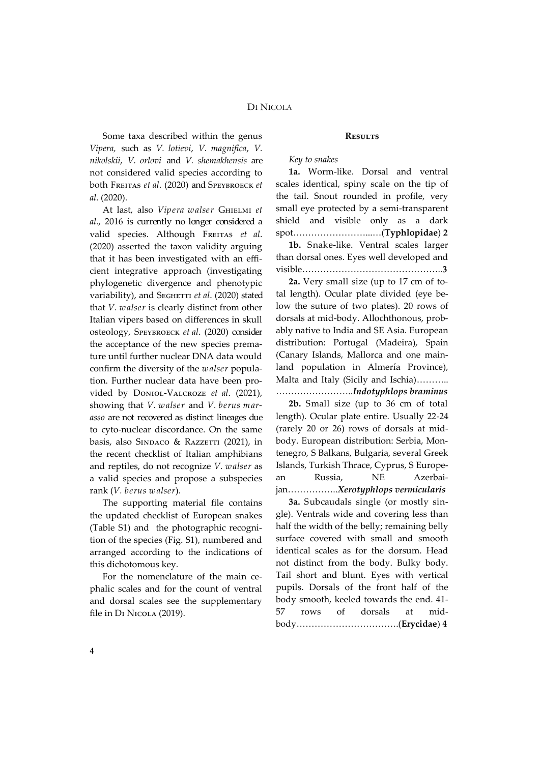Some taxa described within the genus *Vipera*, such as *V. lotievi*, *V. magnifica*, *V. nikolskii*, *V. orlovi* and *V. shemakhensis* are not considered valid species according to both Freitas *et al*. (2020) and Speybroeck *et al*. (2020).

At last, also *Vipera walser* Ghielmi *et al*., 2016 is currently no longer considered a valid species. Although Freitas *et al*. (2020) asserted the taxon validity arguing that it has been investigated with an efficient integrative approach (investigating phylogenetic divergence and phenotypic variability), and Seghetti *et al*. (2020) stated that *V. walser* is clearly distinct from other Italian vipers based on differences in skull osteology, Speybroeck *et al*. (2020) consider the acceptance of the new species premature until further nuclear DNA data would confirm the diversity of the *walser* population. Further nuclear data have been provided by Doniol-Valcroze *et al*. (2021), showing that *V. walser* and *V. berus marasso* are not recovered as distinct lineages due to cyto-nuclear discordance. On the same basis, also Sindaco & Razzetti (2021), in the recent checklist of Italian amphibians and reptiles, do not recognize *V. walser* as a valid species and propose a subspecies rank (*V. berus walser*).

The supporting material file contains the updated checklist of European snakes (Table S1) and the photographic recognition of the species (Fig. S1), numbered and arranged according to the indications of this dichotomous key.

For the nomenclature of the main cephalic scales and for the count of ventral and dorsal scales see the supplementary file in Di Nicola (2019).

## Results

*Key to snakes*

**1a.** Worm-like. Dorsal and ventral scales identical, spiny scale on the tip of the tail. Snout rounded in profile, very small eye protected by a semi-transparent shield and visible only as a dark spot……………………...…(**Typhlopidae**) **2**

**1b.** Snake-like. Ventral scales larger than dorsal ones. Eyes well developed and visible………………………………………..**3**

**2a.** Very small size (up to 17 cm of total length). Ocular plate divided (eye below the suture of two plates). 20 rows of dorsals at mid-body. Allochthonous, probably native to India and SE Asia. European distribution: Portugal (Madeira), Spain (Canary Islands, Mallorca and one mainland population in Almería Province), Malta and Italy (Sicily and Ischia)……….. ……………………..***Indotyphlops braminus***

**2b.** Small size (up to 36 cm of total length). Ocular plate entire. Usually 22-24 (rarely 20 or 26) rows of dorsals at mid-body. European distribution: Serbia, Montenegro, S Balkans, Bulgaria, several Greek Islands, Turkish Thrace, Cyprus, S European Russia, NE Azerbaijan……………..***Xerotyphlops vermicularis***

**3a.** Subcaudals single (or mostly single). Ventrals wide and covering less than half the width of the belly; remaining belly surface covered with small and smooth identical scales as for the dorsum. Head not distinct from the body. Bulky body. Tail short and blunt. Eyes with vertical pupils. Dorsals of the front half of the body smooth, keeled towards the end. 41-57 rows of dorsals at mid-body…………………………….(**Erycidae**) **4**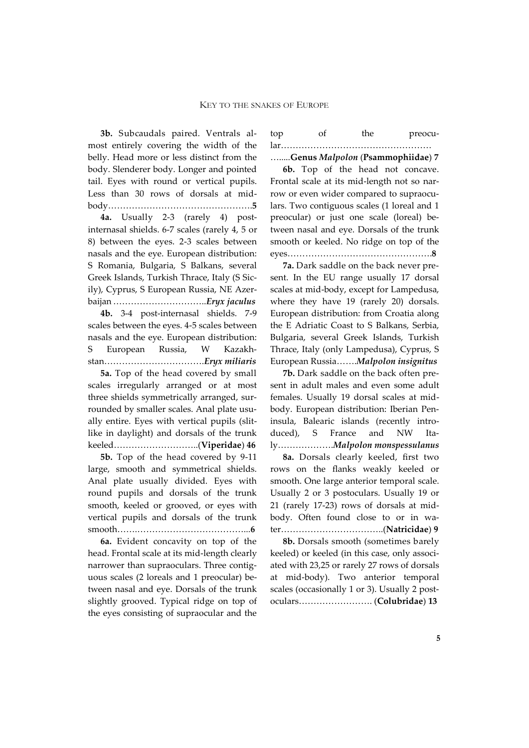**3b.** Subcaudals paired. Ventrals almost entirely covering the width of the belly. Head more or less distinct from the body. Slenderer body. Longer and pointed tail. Eyes with round or vertical pupils. Less than 30 rows of dorsals at mid-body…………………………………………..**5**

**4a.** Usually 2-3 (rarely 4) post-internasal shields. 6-7 scales (rarely 4, 5 or 8) between the eyes. 2-3 scales between nasals and the eye. European distribution: S Romania, Bulgaria, S Balkans, several Greek Islands, Turkish Thrace, Italy (S Sicily), Cyprus, S European Russia, NE Azerbaijan …………………………..***Eryx jaculus***

**4b.** 3-4 post-internasal shields. 7-9 scales between the eyes. 4-5 scales between nasals and the eye. European distribution: S European Russia, W Kazakhstan…………………………….***Eryx miliaris***

**5a.** Top of the head covered by small scales irregularly arranged or at most three shields symmetrically arranged, surrounded by smaller scales. Anal plate usually entire. Eyes with vertical pupils (slit-like in daylight) and dorsals of the trunk keeled………………………..(**Viperidae**) **46**

**5b.** Top of the head covered by 9-11 large, smooth and symmetrical shields. Anal plate usually divided. Eyes with round pupils and dorsals of the trunk smooth, keeled or grooved, or eyes with vertical pupils and dorsals of the trunk smooth…….………………………………...**6**

**6a.** Evident concavity on top of the head. Frontal scale at its mid-length clearly narrower than supraoculars. Three contiguous scales (2 loreals and 1 preocular) between nasal and eye. Dorsals of the trunk slightly grooved. Typical ridge on top of the eyes consisting of supraocular and the top of the preocular……………………………………………
…......**Genus *Malpolon*** (**Psammophiidae**) **7**

**6b.** Top of the head not concave. Frontal scale at its mid-length not so narrow or even wider compared to supraoculars. Two contiguous scales (1 loreal and 1 preocular) or just one scale (loreal) between nasal and eye. Dorsals of the trunk smooth or keeled. No ridge on top of the eyes…………………………………………..**8**

**7a.** Dark saddle on the back never present. In the EU range usually 17 dorsal scales at mid-body, except for Lampedusa, where they have 19 (rarely 20) dorsals. European distribution: from Croatia along the E Adriatic Coast to S Balkans, Serbia, Bulgaria, several Greek Islands, Turkish Thrace, Italy (only Lampedusa), Cyprus, S European Russia…….***Malpolon insignitus***

**7b.** Dark saddle on the back often present in adult males and even some adult females. Usually 19 dorsal scales at mid-body. European distribution: Iberian Peninsula, Balearic islands (recently introduced), S France and NW Italy……………….***Malpolon monspessulanus***

**8a.** Dorsals clearly keeled, first two rows on the flanks weakly keeled or smooth. One large anterior temporal scale. Usually 2 or 3 postoculars. Usually 19 or 21 (rarely 17-23) rows of dorsals at mid-body. Often found close to or in water……………………………..(**Natricidae**) **9**

**8b.** Dorsals smooth (sometimes barely keeled) or keeled (in this case, only associated with 23,25 or rarely 27 rows of dorsals at mid-body). Two anterior temporal scales (occasionally 1 or 3). Usually 2 postoculars……………………. (**Colubridae**) **13**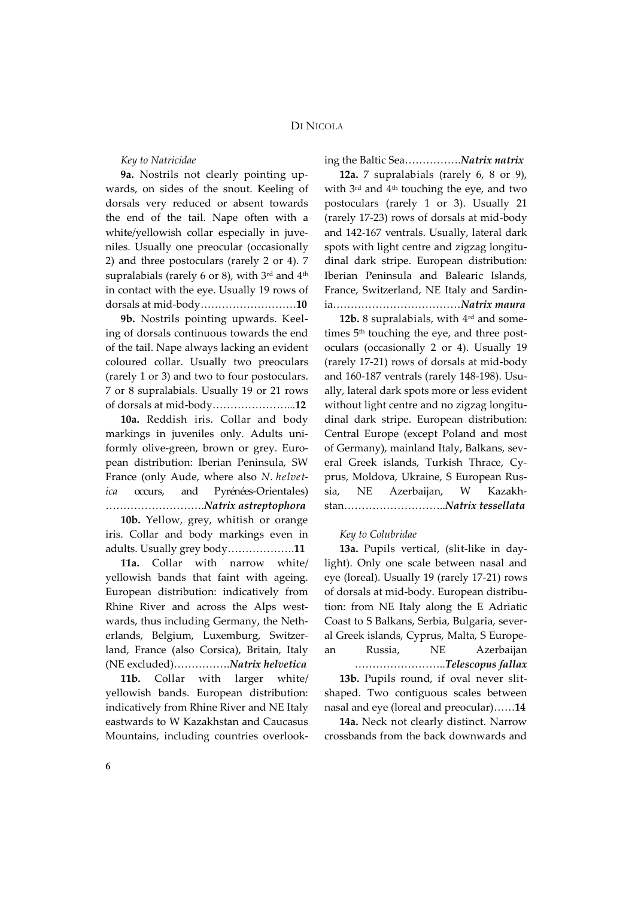*Key to Natricidae*

**9a.** Nostrils not clearly pointing upwards, on sides of the snout. Keeling of dorsals very reduced or absent towards the end of the tail. Nape often with a white/yellowish collar especially in juveniles. Usually one preocular (occasionally 2) and three postoculars (rarely 2 or 4). 7 supralabials (rarely 6 or 8), with 3rd and 4th in contact with the eye. Usually 19 rows of dorsals at mid-body……………………….**10**

**9b.** Nostrils pointing upwards. Keeling of dorsals continuous towards the end of the tail. Nape always lacking an evident coloured collar. Usually two preoculars (rarely 1 or 3) and two to four postoculars. 7 or 8 supralabials. Usually 19 or 21 rows of dorsals at mid-body…………………...**12**

**10a.** Reddish iris. Collar and body markings in juveniles only. Adults uniformly olive-green, brown or grey. European distribution: Iberian Peninsula, SW France (only Aude, where also *N. helvetica* occurs, and Pyrénées-Orientales) ……………………….***Natrix astreptophora***

**10b.** Yellow, grey, whitish or orange iris. Collar and body markings even in adults. Usually grey body……………….**11**

**11a.** Collar with narrow white/yellowish bands that faint with ageing. European distribution: indicatively from Rhine River and across the Alps westwards, thus including Germany, the Netherlands, Belgium, Luxemburg, Switzerland, France (also Corsica), Britain, Italy (NE excluded)…………….***Natrix helvetica***

**11b.** Collar with larger white/yellowish bands. European distribution: indicatively from Rhine River and NE Italy eastwards to W Kazakhstan and Caucasus Mountains, including countries overlooking the Baltic Sea…………….***Natrix natrix***

**12a.** 7 supralabials (rarely 6, 8 or 9), with 3rd and 4th touching the eye, and two postoculars (rarely 1 or 3). Usually 21 (rarely 17-23) rows of dorsals at mid-body and 142-167 ventrals. Usually, lateral dark spots with light centre and zigzag longitudinal dark stripe. European distribution: Iberian Peninsula and Balearic Islands, France, Switzerland, NE Italy and Sardinia………………………………***Natrix maura***

**12b.** 8 supralabials, with 4rd and sometimes 5th touching the eye, and three postoculars (occasionally 2 or 4). Usually 19 (rarely 17-21) rows of dorsals at mid-body and 160-187 ventrals (rarely 148-198). Usually, lateral dark spots more or less evident without light centre and no zigzag longitudinal dark stripe. European distribution: Central Europe (except Poland and most of Germany), mainland Italy, Balkans, several Greek islands, Turkish Thrace, Cyprus, Moldova, Ukraine, S European Russia, NE Azerbaijan, W Kazakhstan………………………..***Natrix tessellata***

*Key to Colubridae*

**13a.** Pupils vertical, (slit-like in daylight). Only one scale between nasal and eye (loreal). Usually 19 (rarely 17-21) rows of dorsals at mid-body. European distribution: from NE Italy along the E Adriatic Coast to S Balkans, Serbia, Bulgaria, several Greek islands, Cyprus, Malta, S European Russia, NE Azerbaijan ……………………..***Telescopus fallax***

**13b.** Pupils round, if oval never slit-shaped. Two contiguous scales between nasal and eye (loreal and preocular)……**14**

**14a.** Neck not clearly distinct. Narrow crossbands from the back downwards and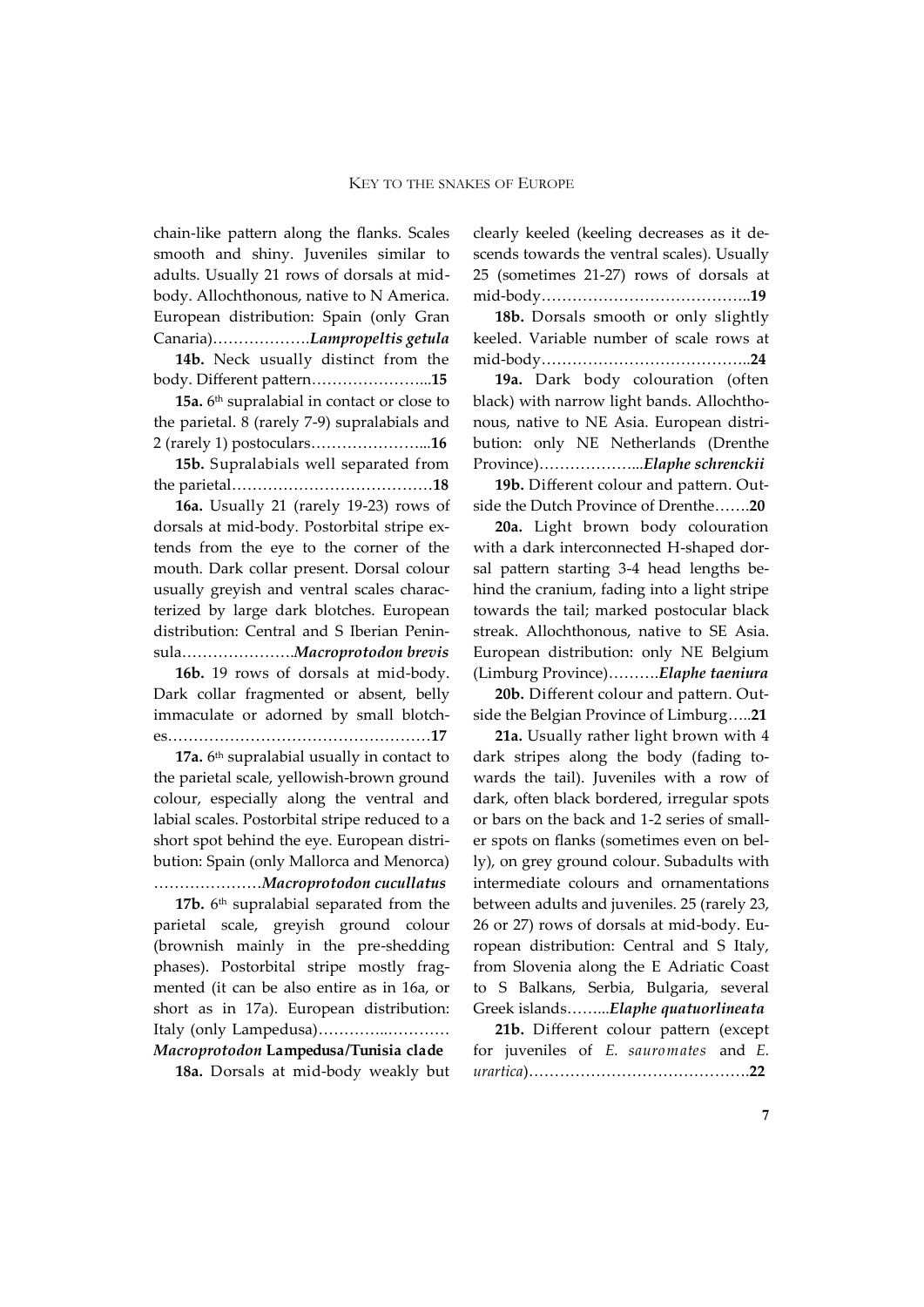chain-like pattern along the flanks. Scales smooth and shiny. Juveniles similar to adults. Usually 21 rows of dorsals at mid-body. Allochthonous, native to N America. European distribution: Spain (only Gran Canaria)……………….*Lampropeltis getula*

**14b.** Neck usually distinct from the body. Different pattern…………………...**15**

**15a.** 6th supralabial in contact or close to the parietal. 8 (rarely 7-9) supralabials and 2 (rarely 1) postoculars…………………...**16**

**15b.** Supralabials well separated from the parietal…………………………………**18**

**16a.** Usually 21 (rarely 19-23) rows of dorsals at mid-body. Postorbital stripe extends from the eye to the corner of the mouth. Dark collar present. Dorsal colour usually greyish and ventral scales characterized by large dark blotches. European distribution: Central and S Iberian Peninsula………………….*Macroprotodon brevis*

**16b.** 19 rows of dorsals at mid-body. Dark collar fragmented or absent, belly immaculate or adorned by small blotches……………………………………………**17**

**17a.** 6th supralabial usually in contact to the parietal scale, yellowish-brown ground colour, especially along the ventral and labial scales. Postorbital stripe reduced to a short spot behind the eye. European distribution: Spain (only Mallorca and Menorca) …………………*Macroprotodon cucullatus*

**17b.** 6th supralabial separated from the parietal scale, greyish ground colour (brownish mainly in the pre-shedding phases). Postorbital stripe mostly fragmented (it can be also entire as in 16a, or short as in 17a). European distribution: Italy (only Lampedusa)…………..………… *Macroprotodon* **Lampedusa/Tunisia clade**

**18a.** Dorsals at mid-body weakly but clearly keeled (keeling decreases as it descends towards the ventral scales). Usually 25 (sometimes 21-27) rows of dorsals at mid-body…………………………………..**19**

**18b.** Dorsals smooth or only slightly keeled. Variable number of scale rows at mid-body…………………………………..**24**

**19a.** Dark body colouration (often black) with narrow light bands. Allochthonous, native to NE Asia. European distribution: only NE Netherlands (Drenthe Province)………………...*Elaphe schrenckii*

**19b.** Different colour and pattern. Outside the Dutch Province of Drenthe…….**20**

**20a.** Light brown body colouration with a dark interconnected H-shaped dorsal pattern starting 3-4 head lengths behind the cranium, fading into a light stripe towards the tail; marked postocular black streak. Allochthonous, native to SE Asia. European distribution: only NE Belgium (Limburg Province)……….*Elaphe taeniura*

**20b.** Different colour and pattern. Outside the Belgian Province of Limburg…..**21**

**21a.** Usually rather light brown with 4 dark stripes along the body (fading towards the tail). Juveniles with a row of dark, often black bordered, irregular spots or bars on the back and 1-2 series of smaller spots on flanks (sometimes even on belly), on grey ground colour. Subadults with intermediate colours and ornamentations between adults and juveniles. 25 (rarely 23, 26 or 27) rows of dorsals at mid-body. European distribution: Central and S Italy, from Slovenia along the E Adriatic Coast to S Balkans, Serbia, Bulgaria, several Greek islands……...*Elaphe quatuorlineata*

**21b.** Different colour pattern (except for juveniles of *E. sauromates* and *E. urartica*)…………………………………….**22**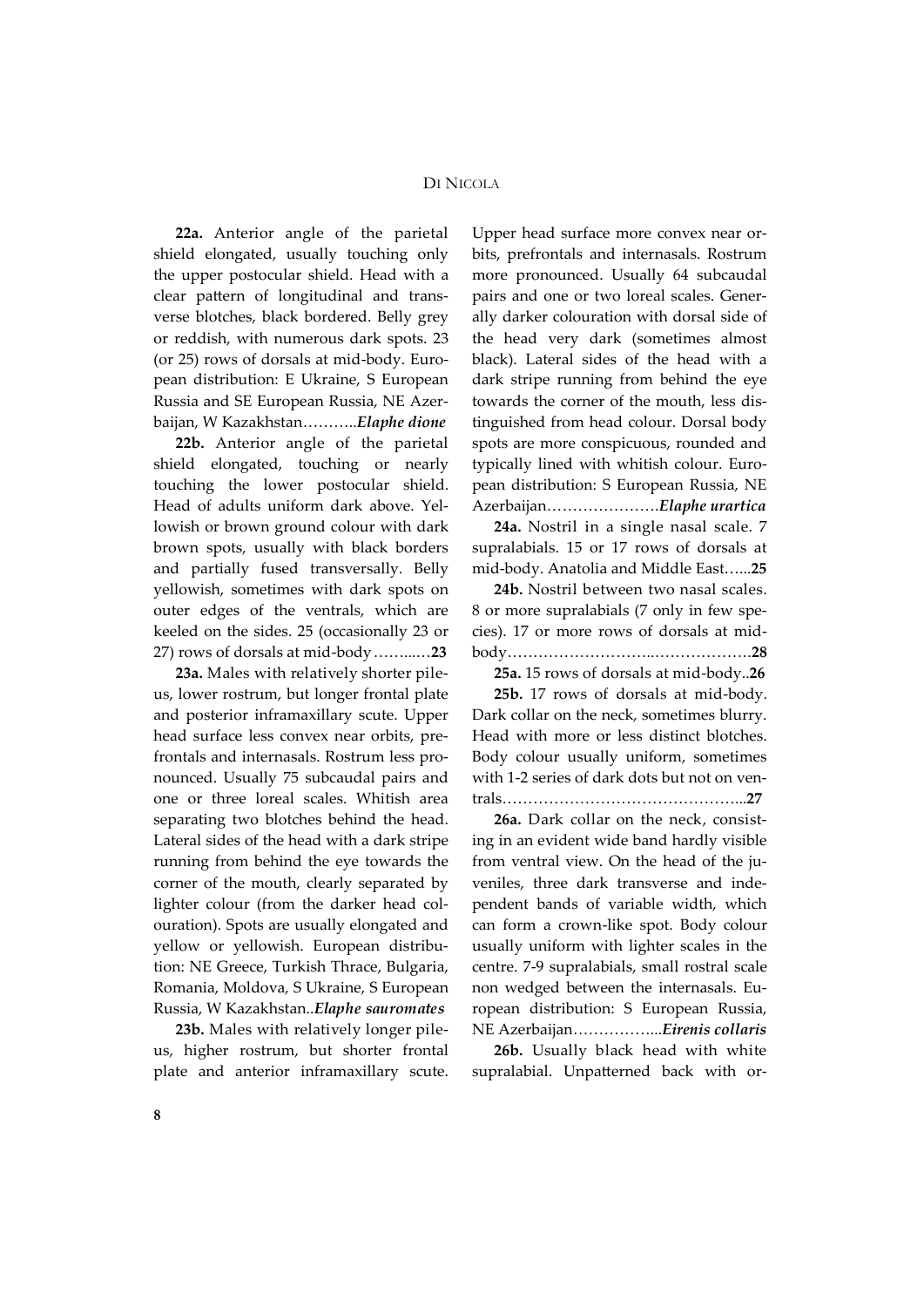**22a.** Anterior angle of the parietal shield elongated, usually touching only the upper postocular shield. Head with a clear pattern of longitudinal and transverse blotches, black bordered. Belly grey or reddish, with numerous dark spots. 23 (or 25) rows of dorsals at mid-body. European distribution: E Ukraine, S European Russia and SE European Russia, NE Azerbaijan, W Kazakhstan………..*Elaphe dione*

**22b.** Anterior angle of the parietal shield elongated, touching or nearly touching the lower postocular shield. Head of adults uniform dark above. Yellowish or brown ground colour with dark brown spots, usually with black borders and partially fused transversally. Belly yellowish, sometimes with dark spots on outer edges of the ventrals, which are keeled on the sides. 25 (occasionally 23 or 27) rows of dorsals at mid-body ……..…**23**

**23a.** Males with relatively shorter pileus, lower rostrum, but longer frontal plate and posterior inframaxillary scute. Upper head surface less convex near orbits, prefrontals and internasals. Rostrum less pronounced. Usually 75 subcaudal pairs and one or three loreal scales. Whitish area separating two blotches behind the head. Lateral sides of the head with a dark stripe running from behind the eye towards the corner of the mouth, clearly separated by lighter colour (from the darker head colouration). Spots are usually elongated and yellow or yellowish. European distribution: NE Greece, Turkish Thrace, Bulgaria, Romania, Moldova, S Ukraine, S European Russia, W Kazakhstan..*Elaphe sauromates*

**23b.** Males with relatively longer pileus, higher rostrum, but shorter frontal plate and anterior inframaxillary scute. Upper head surface more convex near orbits, prefrontals and internasals. Rostrum more pronounced. Usually 64 subcaudal pairs and one or two loreal scales. Generally darker colouration with dorsal side of the head very dark (sometimes almost black). Lateral sides of the head with a dark stripe running from behind the eye towards the corner of the mouth, less distinguished from head colour. Dorsal body spots are more conspicuous, rounded and typically lined with whitish colour. European distribution: S European Russia, NE Azerbaijan………………….*Elaphe urartica*

**24a.** Nostril in a single nasal scale. 7 supralabials. 15 or 17 rows of dorsals at mid-body. Anatolia and Middle East…...**25**

**24b.** Nostril between two nasal scales. 8 or more supralabials (7 only in few species). 17 or more rows of dorsals at mid-body………………………..……………….**28**

**25a.** 15 rows of dorsals at mid-body..**26**

**25b.** 17 rows of dorsals at mid-body. Dark collar on the neck, sometimes blurry. Head with more or less distinct blotches. Body colour usually uniform, sometimes with 1-2 series of dark dots but not on ventrals………………………………………...**27**

**26a.** Dark collar on the neck, consisting in an evident wide band hardly visible from ventral view. On the head of the juveniles, three dark transverse and independent bands of variable width, which can form a crown-like spot. Body colour usually uniform with lighter scales in the centre. 7-9 supralabials, small rostral scale non wedged between the internasals. European distribution: S European Russia, NE Azerbaijan……………...*Eirenis collaris*

**26b.** Usually black head with white supralabial. Unpatterned back with or-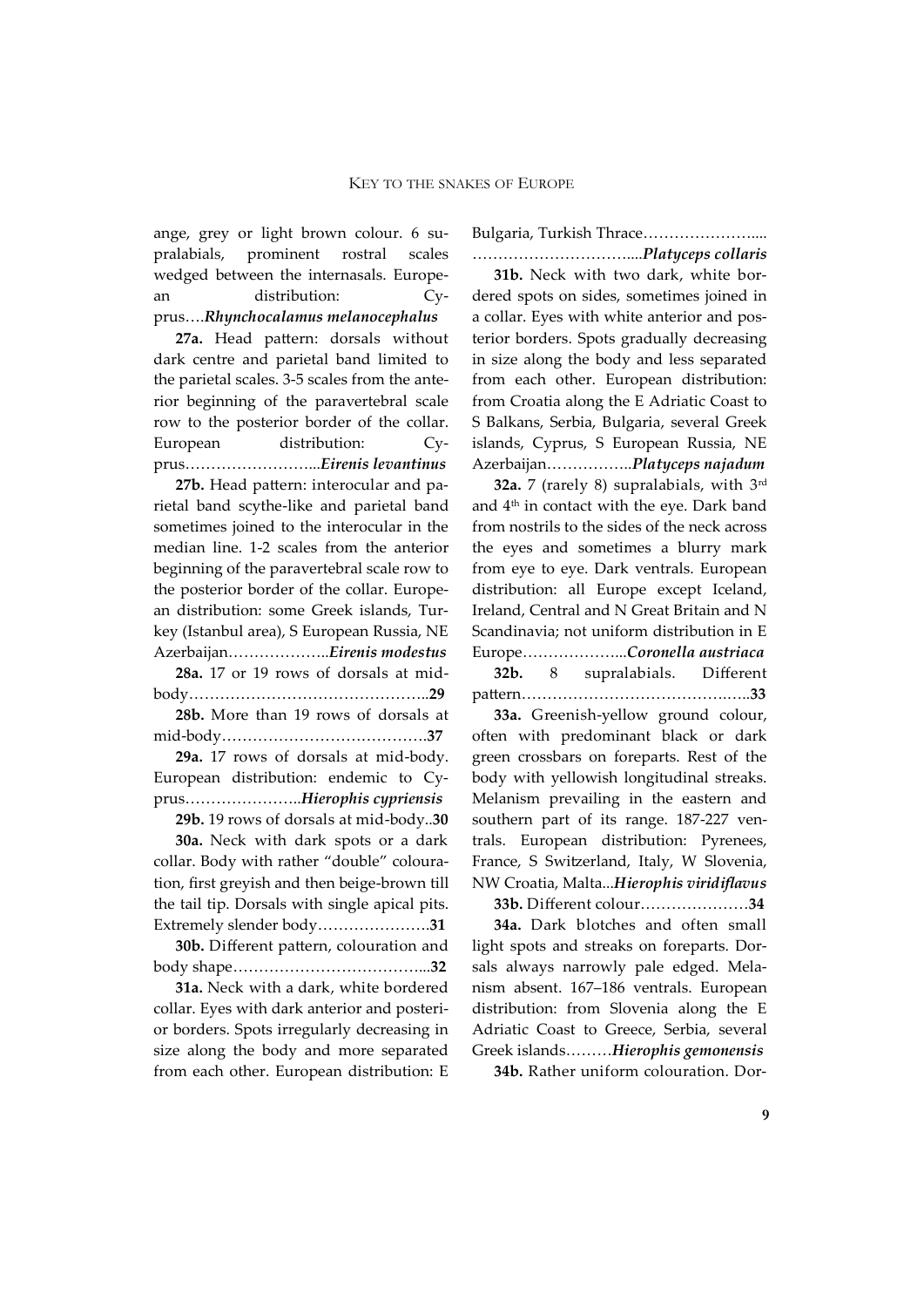ange, grey or light brown colour. 6 supralabials, prominent rostral scales wedged between the internasals. European distribution: Cyprus….*Rhynchocalamus melanocephalus*

**27a.** Head pattern: dorsals without dark centre and parietal band limited to the parietal scales. 3-5 scales from the anterior beginning of the paravertebral scale row to the posterior border of the collar. European distribution: Cyprus……………………...*Eirenis levantinus*

**27b.** Head pattern: interocular and parietal band scythe-like and parietal band sometimes joined to the interocular in the median line. 1-2 scales from the anterior beginning of the paravertebral scale row to the posterior border of the collar. European distribution: some Greek islands, Turkey (Istanbul area), S European Russia, NE Azerbaijan………………..*Eirenis modestus*

**28a.** 17 or 19 rows of dorsals at mid-body………………………………………..**29**

**28b.** More than 19 rows of dorsals at mid-body…………………………………..**37**

**29a.** 17 rows of dorsals at mid-body. European distribution: endemic to Cyprus…………………..*Hierophis cypriensis*

**29b.** 19 rows of dorsals at mid-body..**30**

**30a.** Neck with dark spots or a dark collar. Body with rather "double" colouration, first greyish and then beige-brown till the tail tip. Dorsals with single apical pits. Extremely slender body………………….**31**

**30b.** Different pattern, colouration and body shape………………………………...**32**

**31a.** Neck with a dark, white bordered collar. Eyes with dark anterior and posterior borders. Spots irregularly decreasing in size along the body and more separated from each other. European distribution: E Bulgaria, Turkish Thrace…………………....…………………………....*Platyceps collaris*

**31b.** Neck with two dark, white bordered spots on sides, sometimes joined in a collar. Eyes with white anterior and posterior borders. Spots gradually decreasing in size along the body and less separated from each other. European distribution: from Croatia along the E Adriatic Coast to S Balkans, Serbia, Bulgaria, several Greek islands, Cyprus, S European Russia, NE Azerbaijan……………..*Platyceps najadum*

**32a.** 7 (rarely 8) supralabials, with 3rd and 4th in contact with the eye. Dark band from nostrils to the sides of the neck across the eyes and sometimes a blurry mark from eye to eye. Dark ventrals. European distribution: all Europe except Iceland, Ireland, Central and N Great Britain and N Scandinavia; not uniform distribution in E Europe………………...*Coronella austriaca*

**32b.** 8 supralabials. Different pattern…………………………………….…..**33**

**33a.** Greenish-yellow ground colour, often with predominant black or dark green crossbars on foreparts. Rest of the body with yellowish longitudinal streaks. Melanism prevailing in the eastern and southern part of its range. 187-227 ventrals. European distribution: Pyrenees, France, S Switzerland, Italy, W Slovenia, NW Croatia, Malta...*Hierophis viridiflavus*

**33b.** Different colour…………………**34**

**34a.** Dark blotches and often small light spots and streaks on foreparts. Dorsals always narrowly pale edged. Melanism absent. 167–186 ventrals. European distribution: from Slovenia along the E Adriatic Coast to Greece, Serbia, several Greek islands………*Hierophis gemonensis*

**34b.** Rather uniform colouration. Dor-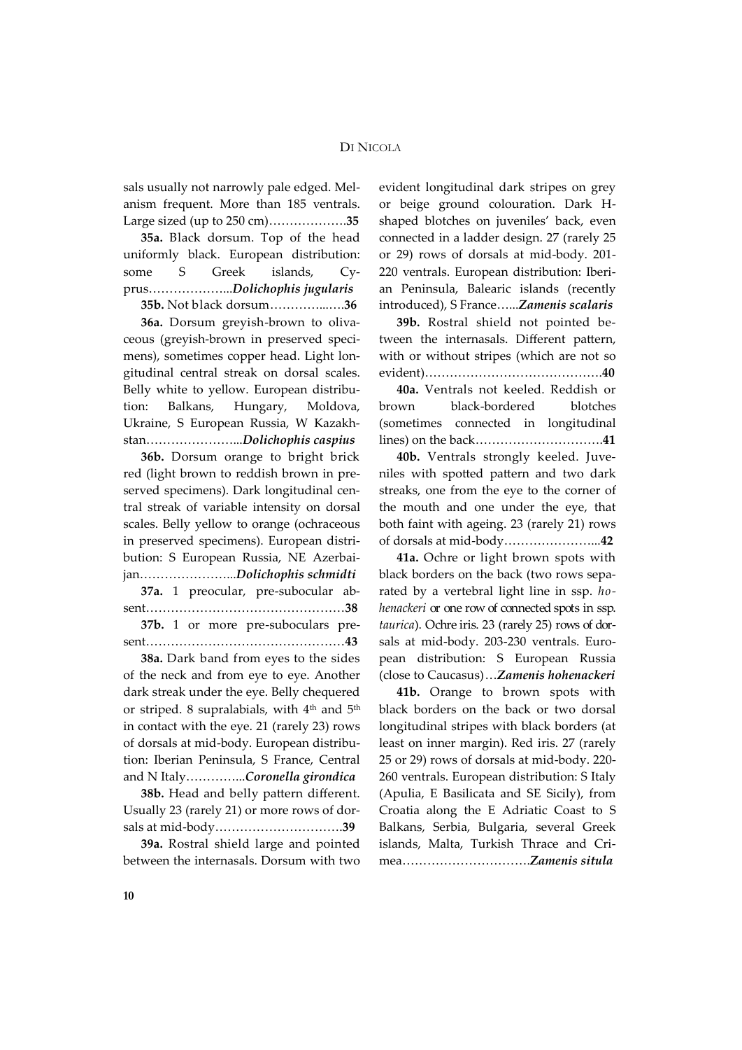sals usually not narrowly pale edged. Melanism frequent. More than 185 ventrals. Large sized (up to 250 cm)……………….**35**

**35a.** Black dorsum. Top of the head uniformly black. European distribution: some S Greek islands, Cyprus………………...***Dolichophis jugularis***

**35b.** Not black dorsum…………..….**36**

**36a.** Dorsum greyish-brown to olivaceous (greyish-brown in preserved specimens), sometimes copper head. Light longitudinal central streak on dorsal scales. Belly white to yellow. European distribution: Balkans, Hungary, Moldova, Ukraine, S European Russia, W Kazakhstan…………………...***Dolichophis caspius***

**36b.** Dorsum orange to bright brick red (light brown to reddish brown in preserved specimens). Dark longitudinal central streak of variable intensity on dorsal scales. Belly yellow to orange (ochraceous in preserved specimens). European distribution: S European Russia, NE Azerbaijan…………………...***Dolichophis schmidti***

**37a.** 1 preocular, pre-subocular absent…………………………………………**38**

**37b.** 1 or more pre-suboculars present…………………………………………**43**

**38a.** Dark band from eyes to the sides of the neck and from eye to eye. Another dark streak under the eye. Belly chequered or striped. 8 supralabials, with 4th and 5th in contact with the eye. 21 (rarely 23) rows of dorsals at mid-body. European distribution: Iberian Peninsula, S France, Central and N Italy…………...***Coronella girondica***

**38b.** Head and belly pattern different. Usually 23 (rarely 21) or more rows of dorsals at mid-body………………………….**39**

**39a.** Rostral shield large and pointed between the internasals. Dorsum with two evident longitudinal dark stripes on grey or beige ground colouration. Dark H-shaped blotches on juveniles' back, even connected in a ladder design. 27 (rarely 25 or 29) rows of dorsals at mid-body. 201-220 ventrals. European distribution: Iberian Peninsula, Balearic islands (recently introduced), S France…...***Zamenis scalaris***

**39b.** Rostral shield not pointed between the internasals. Different pattern, with or without stripes (which are not so evident)……………………………………**40**

**40a.** Ventrals not keeled. Reddish or brown black-bordered blotches (sometimes connected in longitudinal lines) on the back………………………….**41**

**40b.** Ventrals strongly keeled. Juveniles with spotted pattern and two dark streaks, one from the eye to the corner of the mouth and one under the eye, that both faint with ageing. 23 (rarely 21) rows of dorsals at mid-body…………………...**42**

**41a.** Ochre or light brown spots with black borders on the back (two rows separated by a vertebral light line in ssp. *hohenackeri* or one row of connected spots in ssp. *taurica*). Ochre iris. 23 (rarely 25) rows of dorsals at mid-body. 203-230 ventrals. European distribution: S European Russia (close to Caucasus)…***Zamenis hohenackeri***

**41b.** Orange to brown spots with black borders on the back or two dorsal longitudinal stripes with black borders (at least on inner margin). Red iris. 27 (rarely 25 or 29) rows of dorsals at mid-body. 220-260 ventrals. European distribution: S Italy (Apulia, E Basilicata and SE Sicily), from Croatia along the E Adriatic Coast to S Balkans, Serbia, Bulgaria, several Greek islands, Malta, Turkish Thrace and Crimea………………………….***Zamenis situla***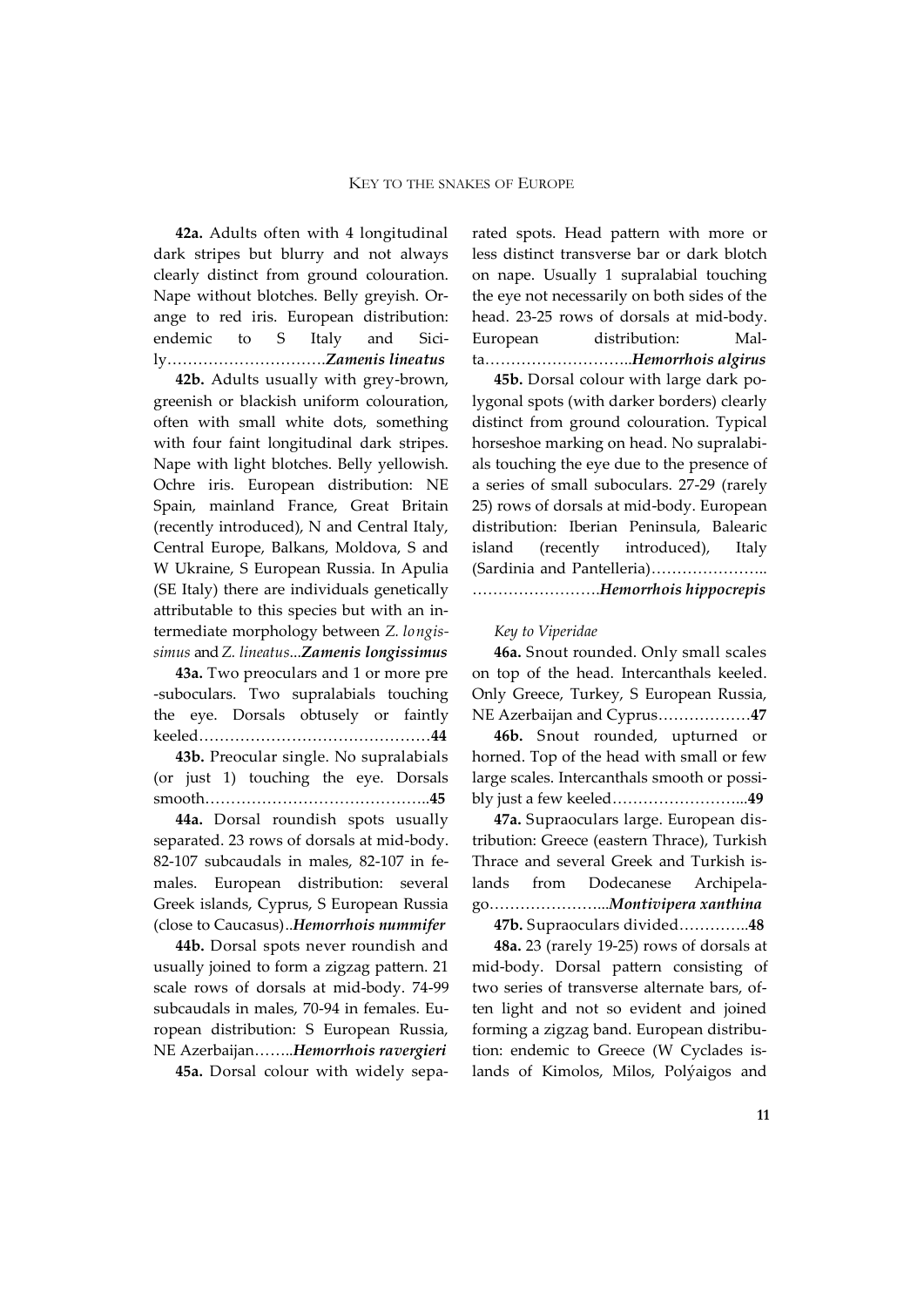**42a.** Adults often with 4 longitudinal dark stripes but blurry and not always clearly distinct from ground colouration. Nape without blotches. Belly greyish. Orange to red iris. European distribution: endemic to S Italy and Sicily…………………………*Zamenis lineatus*

**42b.** Adults usually with grey-brown, greenish or blackish uniform colouration, often with small white dots, something with four faint longitudinal dark stripes. Nape with light blotches. Belly yellowish. Ochre iris. European distribution: NE Spain, mainland France, Great Britain (recently introduced), N and Central Italy, Central Europe, Balkans, Moldova, S and W Ukraine, S European Russia. In Apulia (SE Italy) there are individuals genetically attributable to this species but with an intermediate morphology between *Z. longissimus* and *Z. lineatus*...***Zamenis longissimus***

**43a.** Two preoculars and 1 or more pre -suboculars. Two supralabials touching the eye. Dorsals obtusely or faintly keeled………………………………………**44**

**43b.** Preocular single. No supralabials (or just 1) touching the eye. Dorsals smooth……………………………………..**45**

**44a.** Dorsal roundish spots usually separated. 23 rows of dorsals at mid-body. 82-107 subcaudals in males, 82-107 in females. European distribution: several Greek islands, Cyprus, S European Russia (close to Caucasus)..***Hemorrhois nummifer***

**44b.** Dorsal spots never roundish and usually joined to form a zigzag pattern. 21 scale rows of dorsals at mid-body. 74-99 subcaudals in males, 70-94 in females. European distribution: S European Russia, NE Azerbaijan……..***Hemorrhois ravergieri***

**45a.** Dorsal colour with widely separated spots. Head pattern with more or less distinct transverse bar or dark blotch on nape. Usually 1 supralabial touching the eye not necessarily on both sides of the head. 23-25 rows of dorsals at mid-body. European distribution: Malta………………………..***Hemorrhois algirus***

**45b.** Dorsal colour with large dark polygonal spots (with darker borders) clearly distinct from ground colouration. Typical horseshoe marking on head. No supralabials touching the eye due to the presence of a series of small suboculars. 27-29 (rarely 25) rows of dorsals at mid-body. European distribution: Iberian Peninsula, Balearic island (recently introduced), Italy (Sardinia and Pantelleria)…………………..
…………………….***Hemorrhois hippocrepis***

*Key to Viperidae*

**46a.** Snout rounded. Only small scales on top of the head. Intercanthals keeled. Only Greece, Turkey, S European Russia, NE Azerbaijan and Cyprus………………**47**

**46b.** Snout rounded, upturned or horned. Top of the head with small or few large scales. Intercanthals smooth or possibly just a few keeled……………………...**49**

**47a.** Supraoculars large. European distribution: Greece (eastern Thrace), Turkish Thrace and several Greek and Turkish islands from Dodecanese Archipelago…………………...***Montivipera xanthina***

**47b.** Supraoculars divided…………..**48**

**48a.** 23 (rarely 19-25) rows of dorsals at mid-body. Dorsal pattern consisting of two series of transverse alternate bars, often light and not so evident and joined forming a zigzag band. European distribution: endemic to Greece (W Cyclades islands of Kimolos, Milos, Polýaigos and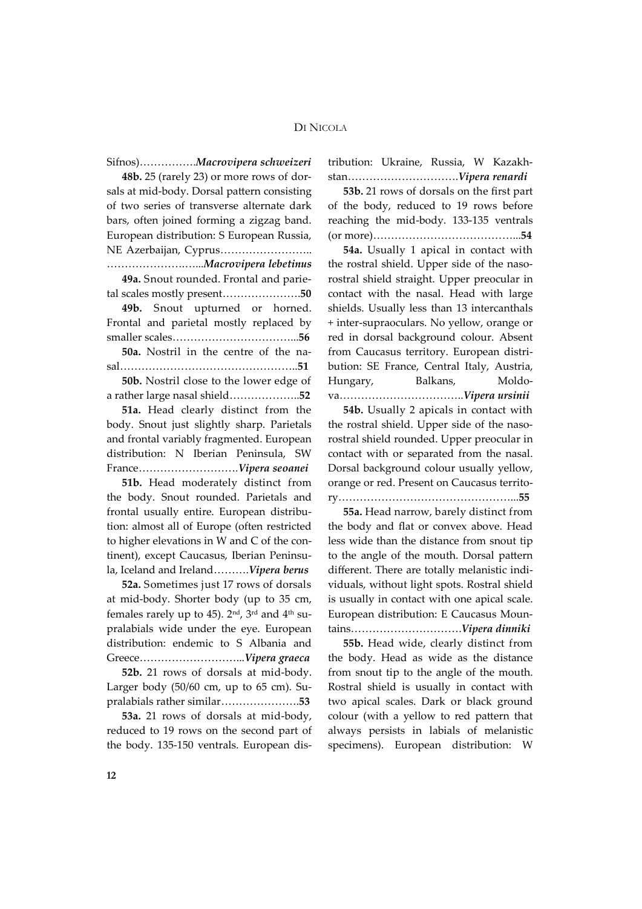Sifnos)…………….*Macrovipera schweizeri*

**48b.** 25 (rarely 23) or more rows of dorsals at mid-body. Dorsal pattern consisting of two series of transverse alternate dark bars, often joined forming a zigzag band. European distribution: S European Russia, NE Azerbaijan, Cyprus……………………..……………………...*Macrovipera lebetinus*

**49a.** Snout rounded. Frontal and parietal scales mostly present………………….**50**

**49b.** Snout upturned or horned. Frontal and parietal mostly replaced by smaller scales……………………………...**56**

**50a.** Nostril in the centre of the nasal…………………………………………..**51**

**50b.** Nostril close to the lower edge of a rather large nasal shield………………..**52**

**51a.** Head clearly distinct from the body. Snout just slightly sharp. Parietals and frontal variably fragmented. European distribution: N Iberian Peninsula, SW France……………………….*Vipera seoanei*

**51b.** Head moderately distinct from the body. Snout rounded. Parietals and frontal usually entire. European distribution: almost all of Europe (often restricted to higher elevations in W and C of the continent), except Caucasus, Iberian Peninsula, Iceland and Ireland……….*Vipera berus*

**52a.** Sometimes just 17 rows of dorsals at mid-body. Shorter body (up to 35 cm, females rarely up to 45). 2nd, 3rd and 4th supralabials wide under the eye. European distribution: endemic to S Albania and Greece………………………...*Vipera graeca*

**52b.** 21 rows of dorsals at mid-body. Larger body (50/60 cm, up to 65 cm). Supralabials rather similar………………….**53**

**53a.** 21 rows of dorsals at mid-body, reduced to 19 rows on the second part of the body. 135-150 ventrals. European distribution: Ukraine, Russia, W Kazakhstan………………………….*Vipera renardi*

**53b.** 21 rows of dorsals on the first part of the body, reduced to 19 rows before reaching the mid-body. 133-135 ventrals (or more)…………………………………...**54**

**54a.** Usually 1 apical in contact with the rostral shield. Upper side of the nasorostral shield straight. Upper preocular in contact with the nasal. Head with large shields. Usually less than 13 intercanthals + inter-supraoculars. No yellow, orange or red in dorsal background colour. Absent from Caucasus territory. European distribution: SE France, Central Italy, Austria, Hungary, Balkans, Moldova……………………………..*Vipera ursinii*

**54b.** Usually 2 apicals in contact with the rostral shield. Upper side of the nasorostral shield rounded. Upper preocular in contact with or separated from the nasal. Dorsal background colour usually yellow, orange or red. Present on Caucasus territory…………………………………………...**55**

**55a.** Head narrow, barely distinct from the body and flat or convex above. Head less wide than the distance from snout tip to the angle of the mouth. Dorsal pattern different. There are totally melanistic individuals, without light spots. Rostral shield is usually in contact with one apical scale. European distribution: E Caucasus Mountains………………………….*Vipera dinniki*

**55b.** Head wide, clearly distinct from the body. Head as wide as the distance from snout tip to the angle of the mouth. Rostral shield is usually in contact with two apical scales. Dark or black ground colour (with a yellow to red pattern that always persists in labials of melanistic specimens). European distribution: W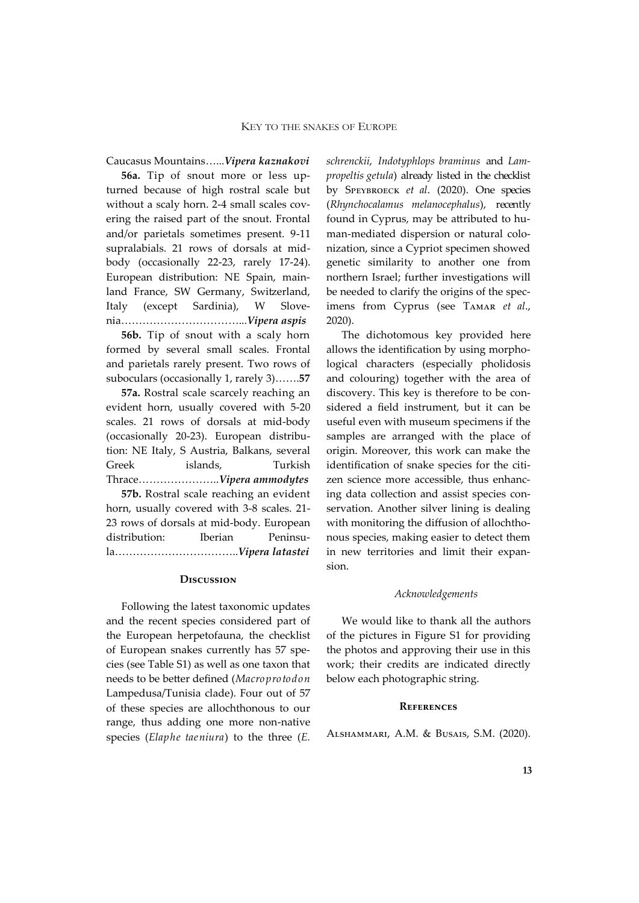Caucasus Mountains…...*Vipera kaznakovi*

**56a.** Tip of snout more or less upturned because of high rostral scale but without a scaly horn. 2-4 small scales covering the raised part of the snout. Frontal and/or parietals sometimes present. 9-11 supralabials. 21 rows of dorsals at mid-body (occasionally 22-23, rarely 17-24). European distribution: NE Spain, mainland France, SW Germany, Switzerland, Italy (except Sardinia), W Slovenia……………………………...*Vipera aspis*

**56b.** Tip of snout with a scaly horn formed by several small scales. Frontal and parietals rarely present. Two rows of suboculars (occasionally 1, rarely 3)…….**57**

**57a.** Rostral scale scarcely reaching an evident horn, usually covered with 5-20 scales. 21 rows of dorsals at mid-body (occasionally 20-23). European distribution: NE Italy, S Austria, Balkans, several Greek islands, Turkish Thrace…………………..*Vipera ammodytes*

**57b.** Rostral scale reaching an evident horn, usually covered with 3-8 scales. 21-23 rows of dorsals at mid-body. European distribution: Iberian Peninsula……………………………..*Vipera latastei*

## Discussion

Following the latest taxonomic updates and the recent species considered part of the European herpetofauna, the checklist of European snakes currently has 57 species (see Table S1) as well as one taxon that needs to be better defined (*Macroprotodon* Lampedusa/Tunisia clade). Four out of 57 of these species are allochthonous to our range, thus adding one more non-native species (*Elaphe taeniura*) to the three (*E. schrenckii*, *Indotyphlops braminus* and *Lampropeltis getula*) already listed in the checklist by Speybroeck *et al*. (2020). One species (*Rhynchocalamus melanocephalus*), recently found in Cyprus, may be attributed to human-mediated dispersion or natural colonization, since a Cypriot specimen showed genetic similarity to another one from northern Israel; further investigations will be needed to clarify the origins of the specimens from Cyprus (see Tamar *et al*., 2020).

The dichotomous key provided here allows the identification by using morphological characters (especially pholidosis and colouring) together with the area of discovery. This key is therefore to be considered a field instrument, but it can be useful even with museum specimens if the samples are arranged with the place of origin. Moreover, this work can make the identification of snake species for the citizen science more accessible, thus enhancing data collection and assist species conservation. Another silver lining is dealing with monitoring the diffusion of allochthonous species, making easier to detect them in new territories and limit their expansion.

### *Acknowledgements*

We would like to thank all the authors of the pictures in Figure S1 for providing the photos and approving their use in this work; their credits are indicated directly below each photographic string.

## References

Alshammari, A.M. & Busais, S.M. (2020).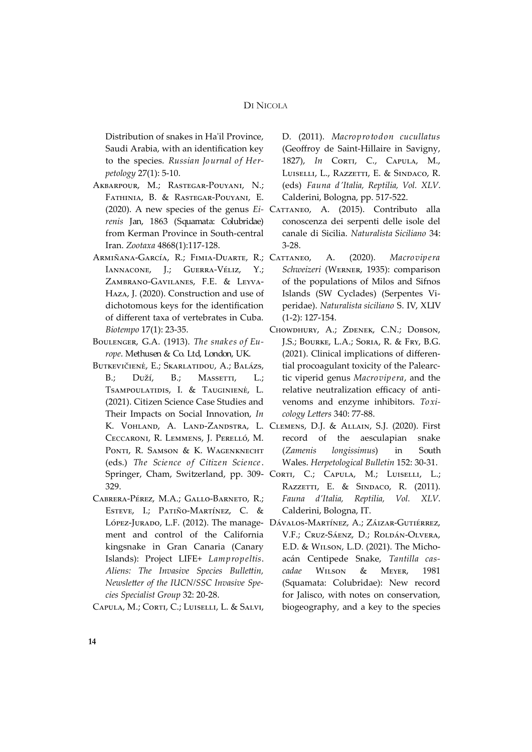Distribution of snakes in Ha'il Province, Saudi Arabia, with an identification key to the species. *Russian Journal of Herpetology* 27(1): 5-10.

Akbarpour, M.; Rastegar-Pouyani, N.; Fathinia, B. & Rastegar-Pouyani, E. (2020). A new species of the genus *Eirenis* Jan, 1863 (Squamata: Colubridae) from Kerman Province in South-central Iran. *Zootaxa* 4868(1):117-128.

Armiñana-García, R.; Fimia-Duarte, R.; Iannacone, J.; Guerra-Véliz, Y.; Zambrano-Gavilanes, F.E. & Leyva-Haza, J. (2020). Construction and use of dichotomous keys for the identification of different taxa of vertebrates in Cuba. *Biotempo* 17(1): 23-35.

Boulenger, G.A. (1913). *The snakes of Europe*. Methusen & Co. Ltd, London, UK.

Butkevičienė, E.; Skarlatidou, A.; Balázs, B.; Duží, B.; Massetti, L.; Tsampoulatidis, I. & Tauginienė, L. (2021). Citizen Science Case Studies and Their Impacts on Social Innovation, *In* K. Vohland, A. Land-Zandstra, L. Ceccaroni, R. Lemmens, J. Perelló, M. Ponti, R. Samson & K. Wagenknecht (eds.) *The Science of Citizen Science*. Springer, Cham, Switzerland, pp. 309-329.

Cabrera-Pérez, M.A.; Gallo-Barneto, R.; Esteve, I.; Patiño-Martínez, C. & López-Jurado, L.F. (2012). The management and control of the California kingsnake in Gran Canaria (Canary Islands): Project LIFE+ *Lampropeltis*. *Aliens: The Invasive Species Bullettin, Newsletter of the IUCN/SSC Invasive Species Specialist Group* 32: 20-28.

Capula, M.; Corti, C.; Luiselli, L. & Salvi, D. (2011). *Macroprotodon cucullatus* (Geoffroy de Saint-Hillaire in Savigny, 1827), *In* Corti, C., Capula, M., Luiselli, L., Razzetti, E. & Sindaco, R. (eds) *Fauna d'Italia, Reptilia, Vol. XLV*. Calderini, Bologna, pp. 517-522.

Cattaneo, A. (2015). Contributo alla conoscenza dei serpenti delle isole del canale di Sicilia. *Naturalista Siciliano* 34: 3-28.

Cattaneo, A. (2020). *Macrovipera Schweizeri* (Werner, 1935): comparison of the populations of Milos and Sifnos Islands (SW Cyclades) (Serpentes Viperidae). *Naturalista siciliano* S. IV, XLIV (1-2): 127-154.

Chowdhury, A.; Zdenek, C.N.; Dobson, J.S.; Bourke, L.A.; Soria, R. & Fry, B.G. (2021). Clinical implications of differential procoagulant toxicity of the Palearctic viperid genus *Macrovipera*, and the relative neutralization efficacy of antivenoms and enzyme inhibitors. *Toxicology Letters* 340: 77-88.

Clemens, D.J. & Allain, S.J. (2020). First record of the aesculapian snake (*Zamenis longissimus*) in South Wales. *Herpetological Bulletin* 152: 30-31.

Corti, C.; Capula, M.; Luiselli, L.; Razzetti, E. & Sindaco, R. (2011). *Fauna d'Italia, Reptilia, Vol. XLV*. Calderini, Bologna, IT.

Dávalos-Martínez, A.; Záizar-Gutiérrez, V.F.; Cruz-Sáenz, D.; Roldán-Olvera, E.D. & Wilson, L.D. (2021). The Michoacán Centipede Snake, *Tantilla cascadae* Wilson & Meyer, 1981 (Squamata: Colubridae): New record for Jalisco, with notes on conservation, biogeography, and a key to the species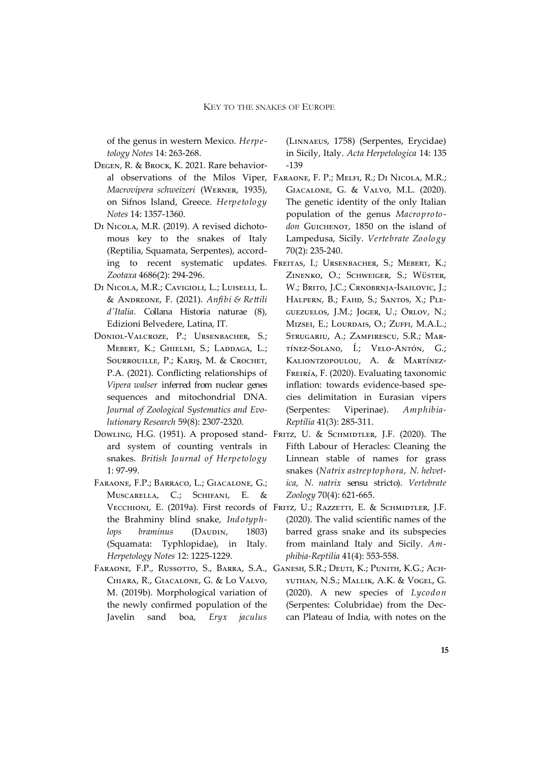of the genus in western Mexico. *Herpetology Notes* 14: 263-268.

Degen, R. & Brock, K. 2021. Rare behavioral observations of the Milos Viper, *Macrovipera schweizeri* (Werner, 1935), on Sifnos Island, Greece. *Herpetology Notes* 14: 1357-1360.

Di Nicola, M.R. (2019). A revised dichotomous key to the snakes of Italy (Reptilia, Squamata, Serpentes), according to recent systematic updates. *Zootaxa* 4686(2): 294-296.

Di Nicola, M.R.; Cavigioli, L.; Luiselli, L. & Andreone, F. (2021). *Anfibi & Rettili d'Italia*. Collana Historia naturae (8), Edizioni Belvedere, Latina, IT.

Doniol-Valcroze, P.; Ursenbacher, S.; Mebert, K.; Ghielmi, S.; Laddaga, L.; Sourrouille, P.; Kariş, M. & Crochet, P.A. (2021). Conflicting relationships of *Vipera walser* inferred from nuclear genes sequences and mitochondrial DNA. *Journal of Zoological Systematics and Evolutionary Research* 59(8): 2307-2320.

Dowling, H.G. (1951). A proposed standard system of counting ventrals in snakes. *British Journal of Herpetology* 1: 97-99.

Faraone, F.P.; Barraco, L.; Giacalone, G.; Muscarella, C.; Schifani, E. & Vecchioni, E. (2019a). First records of the Brahminy blind snake, *Indotyphlops braminus* (Daudin, 1803) (Squamata: Typhlopidae), in Italy. *Herpetology Notes* 12: 1225-1229.

Faraone, F.P., Russotto, S., Barra, S.A., Chiara, R., Giacalone, G. & Lo Valvo, M. (2019b). Morphological variation of the newly confirmed population of the Javelin sand boa, *Eryx jaculus* (Linnaeus, 1758) (Serpentes, Erycidae) in Sicily, Italy. *Acta Herpetologica* 14: 135-139

Faraone, F. P.; Melfi, R.; Di Nicola, M.R.; Giacalone, G. & Valvo, M.L. (2020). The genetic identity of the only Italian population of the genus *Macroprotodon* Guichenot, 1850 on the island of Lampedusa, Sicily. *Vertebrate Zoology* 70(2): 235-240.

Freitas, I.; Ursenbacher, S.; Mebert, K.; Zinenko, O.; Schweiger, S.; Wüster, W.; Brito, J.C.; Crnobrnja-Isailovic, J.; Halpern, B.; Fahd, S.; Santos, X.; Pleguezuelos, J.M.; Joger, U.; Orlov, N.; Mizsei, E.; Lourdais, O.; Zuffi, M.A.L.; Strugariu, A.; Zamfirescu, S.R.; Martínez-Solano, Í.; Velo-Antón, G.; Kaliontzopoulou, A. & Martínez-Freiría, F. (2020). Evaluating taxonomic inflation: towards evidence-based species delimitation in Eurasian vipers (Serpentes: Viperinae). *Amphibia-Reptilia* 41(3): 285-311.

Fritz, U. & Schmidtler, J.F. (2020). The Fifth Labour of Heracles: Cleaning the Linnean stable of names for grass snakes (*Natrix astreptophora*, *N. helvetica*, *N. natrix* sensu stricto). *Vertebrate Zoology* 70(4): 621-665.

Fritz, U.; Razzetti, E. & Schmidtler, J.F. (2020). The valid scientific names of the barred grass snake and its subspecies from mainland Italy and Sicily. *Amphibia-Reptilia* 41(4): 553-558.

Ganesh, S.R.; Deuti, K.; Punith, K.G.; Achyuthan, N.S.; Mallik, A.K. & Vogel, G. (2020). A new species of *Lycodon* (Serpentes: Colubridae) from the Deccan Plateau of India, with notes on the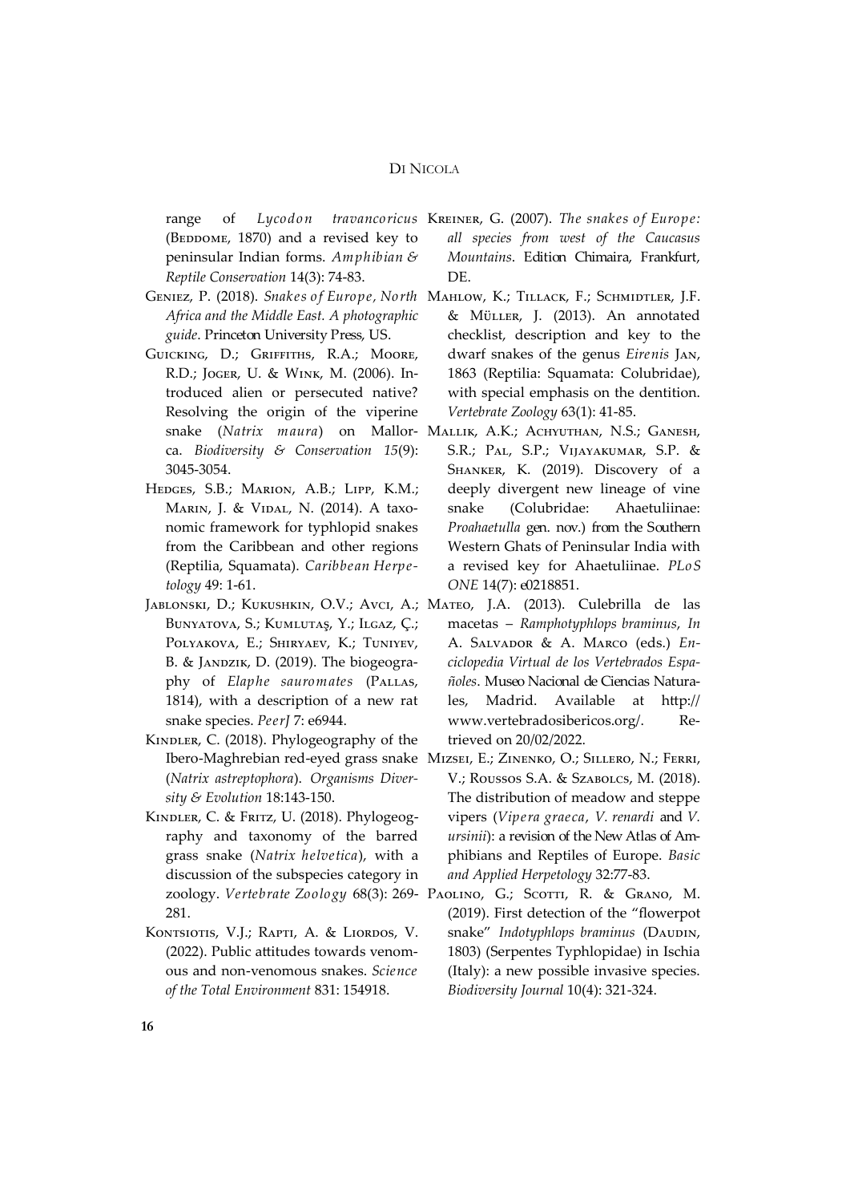range of *Lycodon travancoricus* (Beddome, 1870) and a revised key to peninsular Indian forms. *Amphibian & Reptile Conservation* 14(3): 74-83.

Geniez, P. (2018). *Snakes of Europe, North Africa and the Middle East. A photographic guide*. Princeton University Press, US.

Guicking, D.; Griffiths, R.A.; Moore, R.D.; Joger, U. & Wink, M. (2006). Introduced alien or persecuted native? Resolving the origin of the viperine snake (*Natrix maura*) on Mallorca. *Biodiversity & Conservation 15*(9): 3045-3054.

Hedges, S.B.; Marion, A.B.; Lipp, K.M.; Marin, J. & Vidal, N. (2014). A taxonomic framework for typhlopid snakes from the Caribbean and other regions (Reptilia, Squamata). *Caribbean Herpetology* 49: 1-61.

Jablonski, D.; Kukushkin, O.V.; Avci, A.; Bunyatova, S.; Kumlutaş, Y.; Ilgaz, Ç.; Polyakova, E.; Shiryaev, K.; Tuniyev, B. & Jandzik, D. (2019). The biogeography of *Elaphe sauromates* (Pallas, 1814), with a description of a new rat snake species. *PeerJ* 7: e6944.

Kindler, C. (2018). Phylogeography of the Ibero-Maghrebian red-eyed grass snake (*Natrix astreptophora*). *Organisms Diversity & Evolution* 18:143-150.

Kindler, C. & Fritz, U. (2018). Phylogeography and taxonomy of the barred grass snake (*Natrix helvetica*), with a discussion of the subspecies category in zoology. *Vertebrate Zoology* 68(3): 269-281.

Kontsiotis, V.J.; Rapti, A. & Liordos, V. (2022). Public attitudes towards venomous and non-venomous snakes. *Science of the Total Environment* 831: 154918.

Kreiner, G. (2007). *The snakes of Europe: all species from west of the Caucasus Mountains*. Edition Chimaira, Frankfurt, DE.

Mahlow, K.; Tillack, F.; Schmidtler, J.F. & Müller, J. (2013). An annotated checklist, description and key to the dwarf snakes of the genus *Eirenis* Jan, 1863 (Reptilia: Squamata: Colubridae), with special emphasis on the dentition. *Vertebrate Zoology* 63(1): 41-85.

Mallik, A.K.; Achyuthan, N.S.; Ganesh, S.R.; Pal, S.P.; Vijayakumar, S.P. & Shanker, K. (2019). Discovery of a deeply divergent new lineage of vine snake (Colubridae: Ahaetuliinae: *Proahaetulla* gen. nov.) from the Southern Western Ghats of Peninsular India with a revised key for Ahaetuliinae. *PLoS ONE* 14(7): e0218851.

Mateo, J.A. (2013). Culebrilla de las macetas – *Ramphotyphlops braminus*, *In* A. Salvador & A. Marco (eds.) *Enciclopedia Virtual de los Vertebrados Españoles*. Museo Nacional de Ciencias Naturales, Madrid. Available at http://www.vertebradosibericos.org/. Retrieved on 20/02/2022.

Mizsei, E.; Zinenko, O.; Sillero, N.; Ferri, V.; Roussos S.A. & Szabolcs, M. (2018). The distribution of meadow and steppe vipers (*Vipera graeca*, *V. renardi* and *V. ursinii*): a revision of the New Atlas of Amphibians and Reptiles of Europe. *Basic and Applied Herpetology* 32:77-83.

Paolino, G.; Scotti, R. & Grano, M. (2019). First detection of the "flowerpot snake" *Indotyphlops braminus* (Daudin, 1803) (Serpentes Typhlopidae) in Ischia (Italy): a new possible invasive species. *Biodiversity Journal* 10(4): 321-324.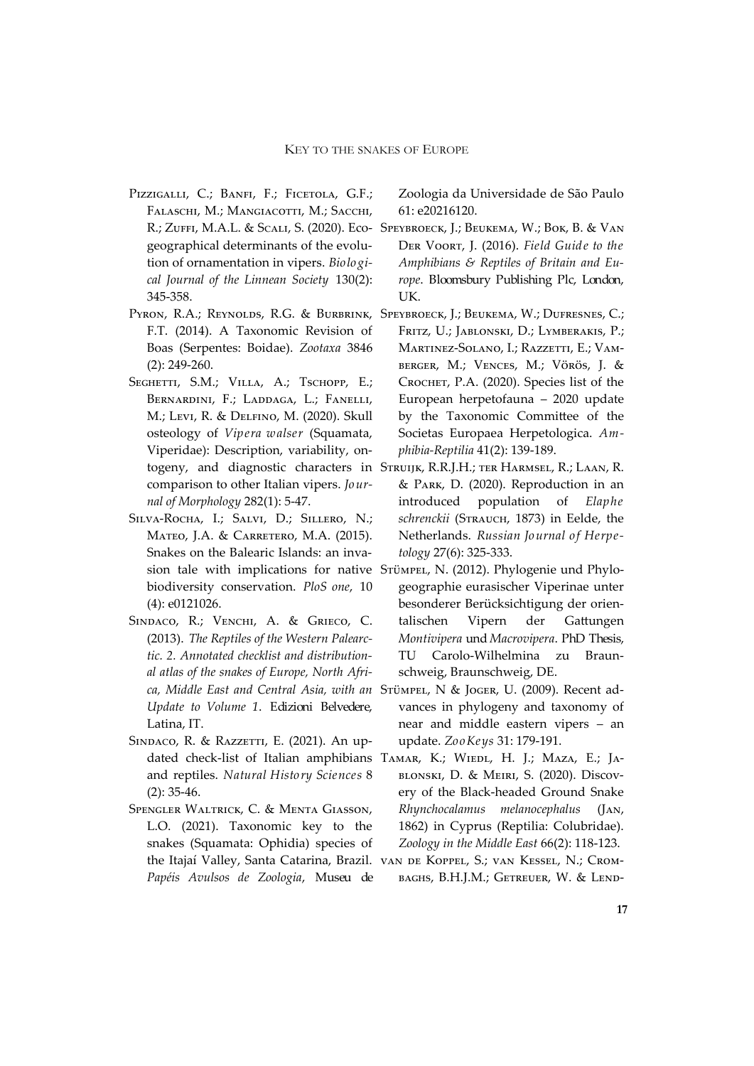Pizzigalli, C.; Banfi, F.; Ficetola, G.F.; Falaschi, M.; Mangiacotti, M.; Sacchi, R.; Zuffi, M.A.L. & Scali, S. (2020). Eco-geographical determinants of the evolution of ornamentation in vipers. *Biological Journal of the Linnean Society* 130(2): 345-358.

Pyron, R.A.; Reynolds, R.G. & Burbrink, F.T. (2014). A Taxonomic Revision of Boas (Serpentes: Boidae). *Zootaxa* 3846 (2): 249-260.

Seghetti, S.M.; Villa, A.; Tschopp, E.; Bernardini, F.; Laddaga, L.; Fanelli, M.; Levi, R. & Delfino, M. (2020). Skull osteology of *Vipera walser* (Squamata, Viperidae): Description, variability, ontogeny, and diagnostic characters in comparison to other Italian vipers. *Journal of Morphology* 282(1): 5-47.

Silva-Rocha, I.; Salvi, D.; Sillero, N.; Mateo, J.A. & Carretero, M.A. (2015). Snakes on the Balearic Islands: an invasion tale with implications for native biodiversity conservation. *PloS one*, 10 (4): e0121026.

Sindaco, R.; Venchi, A. & Grieco, C. (2013). *The Reptiles of the Western Palearctic. 2. Annotated checklist and distributional atlas of the snakes of Europe, North Africa, Middle East and Central Asia, with an Update to Volume 1*. Edizioni Belvedere, Latina, IT.

Sindaco, R. & Razzetti, E. (2021). An updated check-list of Italian amphibians and reptiles. *Natural History Sciences* 8 (2): 35-46.

Spengler Waltrick, C. & Menta Giasson, L.O. (2021). Taxonomic key to the snakes (Squamata: Ophidia) species of the Itajaí Valley, Santa Catarina, Brazil. *Papéis Avulsos de Zoologia*, Museu de Zoologia da Universidade de São Paulo 61: e20216120.

Speybroeck, J.; Beukema, W.; Bok, B. & Van Der Voort, J. (2016). *Field Guide to the Amphibians & Reptiles of Britain and Europe*. Bloomsbury Publishing Plc, London, UK.

Speybroeck, J.; Beukema, W.; Dufresnes, C.; Fritz, U.; Jablonski, D.; Lymberakis, P.; Martinez-Solano, I.; Razzetti, E.; Vamberger, M.; Vences, M.; Vörös, J. & Crochet, P.A. (2020). Species list of the European herpetofauna – 2020 update by the Taxonomic Committee of the Societas Europaea Herpetologica. *Amphibia-Reptilia* 41(2): 139-189.

Struijk, R.R.J.H.; ter Harmsel, R.; Laan, R. & Park, D. (2020). Reproduction in an introduced population of *Elaphe schrenckii* (Strauch, 1873) in Eelde, the Netherlands. *Russian Journal of Herpetology* 27(6): 325-333.

Stümpel, N. (2012). Phylogenie und Phylogeographie eurasischer Viperinae unter besonderer Berücksichtigung der orientalischen Vipern der Gattungen *Montivipera* und *Macrovipera*. PhD Thesis, TU Carolo-Wilhelmina zu Braunschweig, Braunschweig, DE.

Stümpel, N & Joger, U. (2009). Recent advances in phylogeny and taxonomy of near and middle eastern vipers – an update. *ZooKeys* 31: 179-191.

Tamar, K.; Wiedl, H. J.; Maza, E.; Jablonski, D. & Meiri, S. (2020). Discovery of the Black-headed Ground Snake *Rhynchocalamus melanocephalus* (Jan, 1862) in Cyprus (Reptilia: Colubridae). *Zoology in the Middle East* 66(2): 118-123.

van de Koppel, S.; van Kessel, N.; Crombaghs, B.H.J.M.; Getreuer, W. & Lend-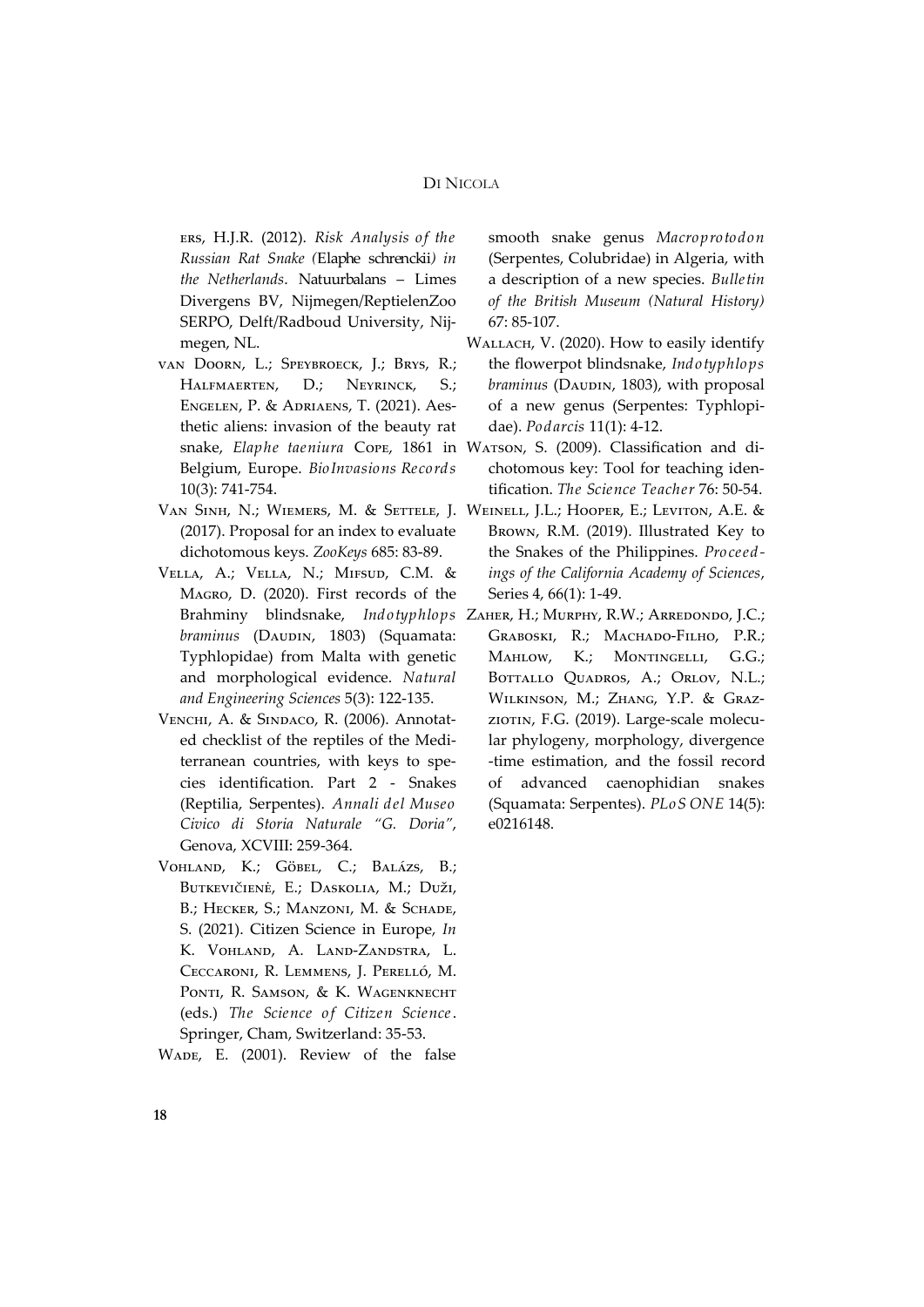ers, H.J.R. (2012). *Risk Analysis of the Russian Rat Snake (*Elaphe schrenckii*) in the Netherlands*. Natuurbalans – Limes Divergens BV, Nijmegen/ReptielenZoo SERPO, Delft/Radboud University, Nijmegen, NL.

van Doorn, L.; Speybroeck, J.; Brys, R.; Halfmaerten, D.; Neyrinck, S.; Engelen, P. & Adriaens, T. (2021). Aesthetic aliens: invasion of the beauty rat snake, *Elaphe taeniura* Cope, 1861 in Belgium, Europe. *BioInvasions Records* 10(3): 741-754.

Van Sinh, N.; Wiemers, M. & Settele, J. (2017). Proposal for an index to evaluate dichotomous keys. *ZooKeys* 685: 83-89.

Vella, A.; Vella, N.; Mifsud, C.M. & Magro, D. (2020). First records of the Brahminy blindsnake, *Indotyphlops braminus* (Daudin, 1803) (Squamata: Typhlopidae) from Malta with genetic and morphological evidence. *Natural and Engineering Sciences* 5(3): 122-135.

Venchi, A. & Sindaco, R. (2006). Annotated checklist of the reptiles of the Mediterranean countries, with keys to species identification. Part 2 - Snakes (Reptilia, Serpentes). *Annali del Museo Civico di Storia Naturale "G. Doria"*, Genova, XCVIII: 259-364.

Vohland, K.; Göbel, C.; Balázs, B.; Butkevičienė, E.; Daskolia, M.; Duži, B.; Hecker, S.; Manzoni, M. & Schade, S. (2021). Citizen Science in Europe, *In* K. Vohland, A. Land-Zandstra, L. Ceccaroni, R. Lemmens, J. Perelló, M. Ponti, R. Samson, & K. Wagenknecht (eds.) *The Science of Citizen Science*. Springer, Cham, Switzerland: 35-53.

Wade, E. (2001). Review of the false smooth snake genus *Macroprotodon* (Serpentes, Colubridae) in Algeria, with a description of a new species. *Bulletin of the British Museum (Natural History)* 67: 85-107.

Wallach, V. (2020). How to easily identify the flowerpot blindsnake, *Indotyphlops braminus* (Daudin, 1803), with proposal of a new genus (Serpentes: Typhlopidae). *Podarcis* 11(1): 4-12.

Watson, S. (2009). Classification and dichotomous key: Tool for teaching identification. *The Science Teacher* 76: 50-54.

Weinell, J.L.; Hooper, E.; Leviton, A.E. & Brown, R.M. (2019). Illustrated Key to the Snakes of the Philippines. *Proceedings of the California Academy of Sciences*, Series 4, 66(1): 1-49.

Zaher, H.; Murphy, R.W.; Arredondo, J.C.; Graboski, R.; Machado-Filho, P.R.; Mahlow, K.; Montingelli, G.G.; Bottallo Quadros, A.; Orlov, N.L.; Wilkinson, M.; Zhang, Y.P. & Grazziotin, F.G. (2019). Large-scale molecular phylogeny, morphology, divergence-time estimation, and the fossil record of advanced caenophidian snakes (Squamata: Serpentes). *PLoS ONE* 14(5): e0216148.